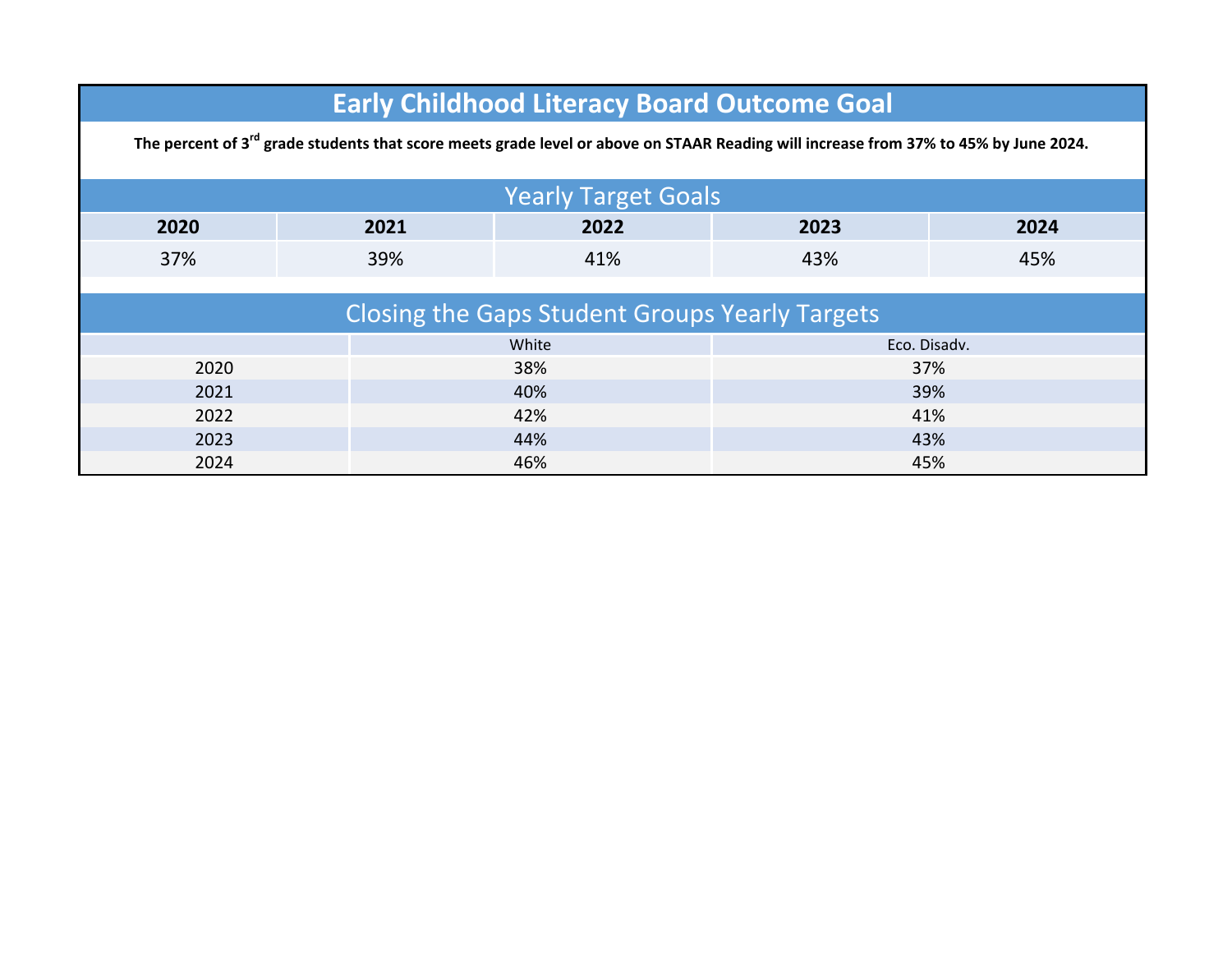# Early Childhood Literacy Board Outcome Goal

**The percent of 3rd grade students that score meets grade level or above on STAAR Reading will increase from 37% to 45% by June 2024.**

## Yearly Target Goals

| 2020 | 2021 | 2022 | 2023 | 2024 |
|---|---|---|---|---|
| 37% | 39% | 41% | 43% | 45% |

## Closing the Gaps Student Groups Yearly Targets

| | White | Eco. Disadv. |
|---|---|---|
| 2020 | 38% | 37% |
| 2021 | 40% | 39% |
| 2022 | 42% | 41% |
| 2023 | 44% | 43% |
| 2024 | 46% | 45% |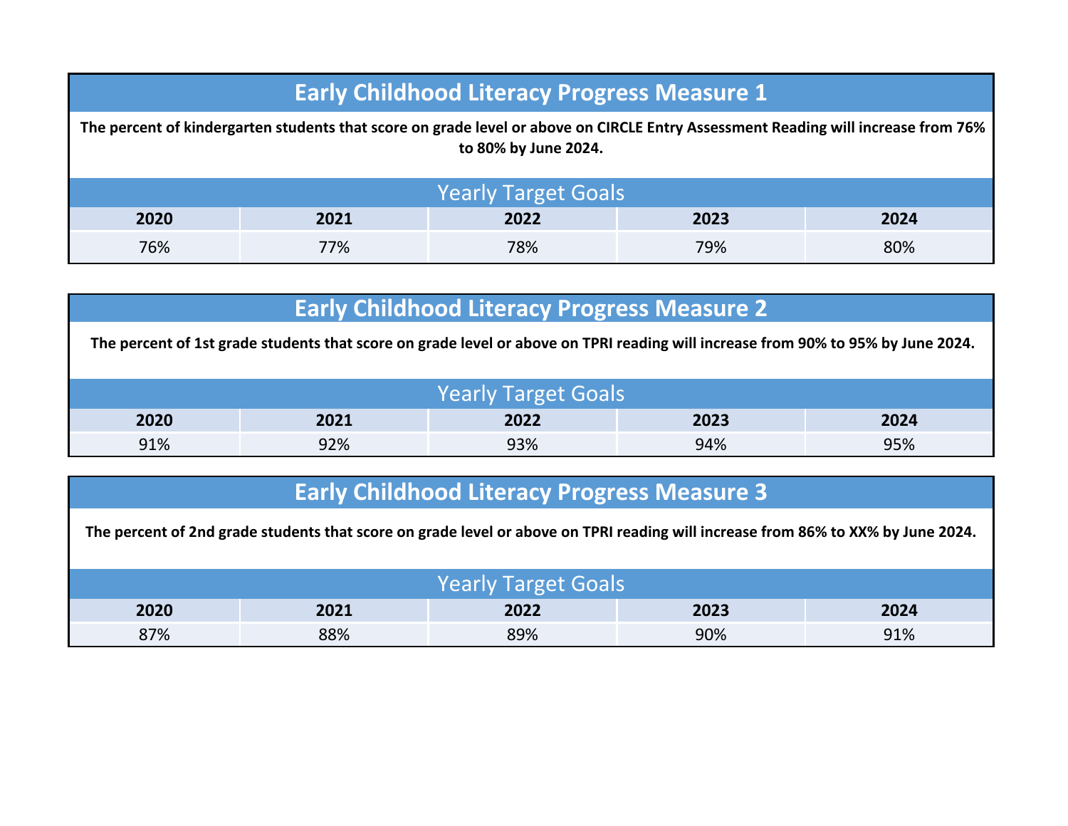## Early Childhood Literacy Progress Measure 1

**The percent of kindergarten students that score on grade level or above on CIRCLE Entry Assessment Reading will increase from 76% to 80% by June 2024.**

| Yearly Target Goals | | | | |
|---|---|---|---|---|
| **2020** | **2021** | **2022** | **2023** | **2024** |
| 76% | 77% | 78% | 79% | 80% |

## Early Childhood Literacy Progress Measure 2

**The percent of 1st grade students that score on grade level or above on TPRI reading will increase from 90% to 95% by June 2024.**

| Yearly Target Goals | | | | |
|---|---|---|---|---|
| **2020** | **2021** | **2022** | **2023** | **2024** |
| 91% | 92% | 93% | 94% | 95% |

## Early Childhood Literacy Progress Measure 3

**The percent of 2nd grade students that score on grade level or above on TPRI reading will increase from 86% to XX% by June 2024.**

| Yearly Target Goals | | | | |
|---|---|---|---|---|
| **2020** | **2021** | **2022** | **2023** | **2024** |
| 87% | 88% | 89% | 90% | 91% |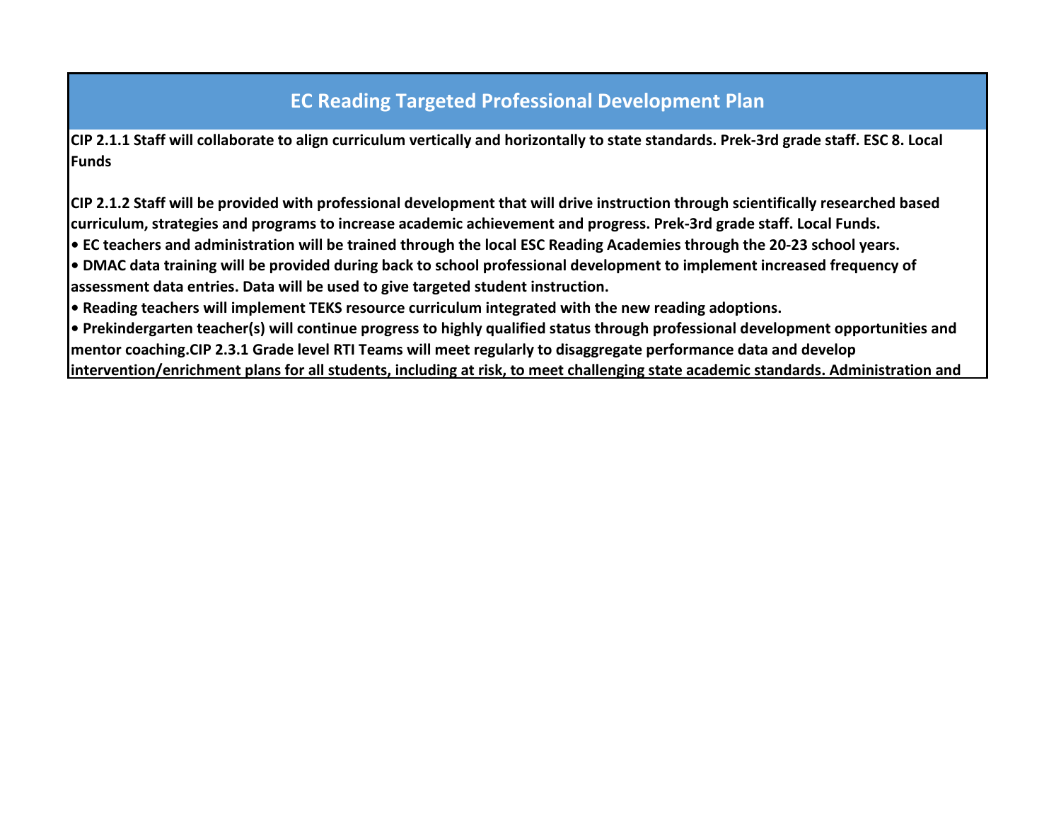## EC Reading Targeted Professional Development Plan

**CIP 2.1.1 Staff will collaborate to align curriculum vertically and horizontally to state standards. Prek-3rd grade staff. ESC 8. Local Funds**

**CIP 2.1.2 Staff will be provided with professional development that will drive instruction through scientifically researched based curriculum, strategies and programs to increase academic achievement and progress. Prek-3rd grade staff. Local Funds.**

- **EC teachers and administration will be trained through the local ESC Reading Academies through the 20-23 school years.**
- **DMAC data training will be provided during back to school professional development to implement increased frequency of assessment data entries. Data will be used to give targeted student instruction.**
- **Reading teachers will implement TEKS resource curriculum integrated with the new reading adoptions.**
- **Prekindergarten teacher(s) will continue progress to highly qualified status through professional development opportunities and mentor coaching.CIP 2.3.1 Grade level RTI Teams will meet regularly to disaggregate performance data and develop intervention/enrichment plans for all students, including at risk, to meet challenging state academic standards. Administration and**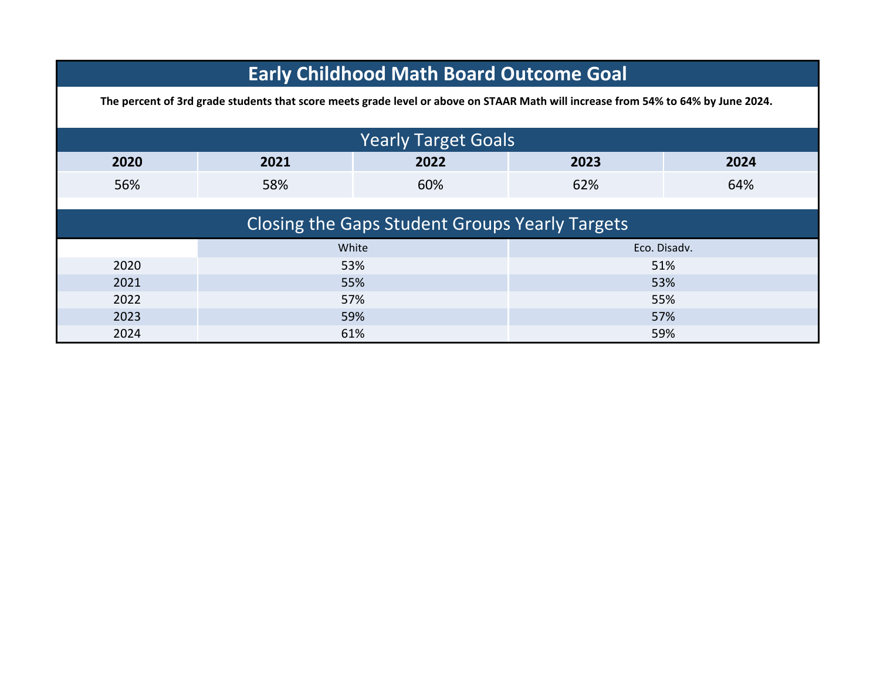# Early Childhood Math Board Outcome Goal

**The percent of 3rd grade students that score meets grade level or above on STAAR Math will increase from 54% to 64% by June 2024.**

## Yearly Target Goals

| 2020 | 2021 | 2022 | 2023 | 2024 |
|---|---|---|---|---|
| 56% | 58% | 60% | 62% | 64% |

## Closing the Gaps Student Groups Yearly Targets

| | White | Eco. Disadv. |
|---|---|---|
| 2020 | 53% | 51% |
| 2021 | 55% | 53% |
| 2022 | 57% | 55% |
| 2023 | 59% | 57% |
| 2024 | 61% | 59% |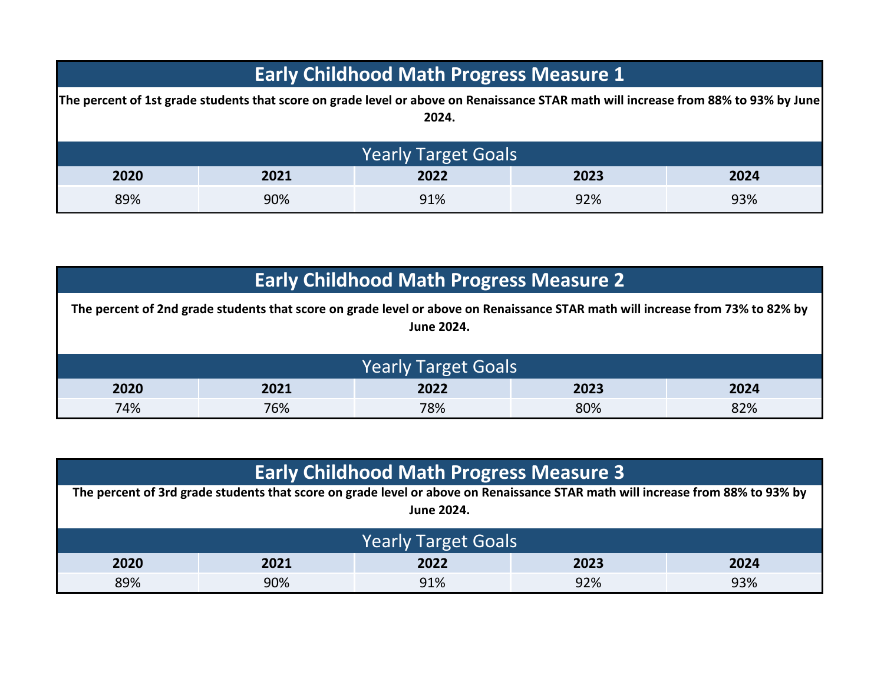## Early Childhood Math Progress Measure 1

**The percent of 1st grade students that score on grade level or above on Renaissance STAR math will increase from 88% to 93% by June 2024.**

| Yearly Target Goals | | | | |
|---|---|---|---|---|
| **2020** | **2021** | **2022** | **2023** | **2024** |
| 89% | 90% | 91% | 92% | 93% |

## Early Childhood Math Progress Measure 2

**The percent of 2nd grade students that score on grade level or above on Renaissance STAR math will increase from 73% to 82% by June 2024.**

| Yearly Target Goals | | | | |
|---|---|---|---|---|
| **2020** | **2021** | **2022** | **2023** | **2024** |
| 74% | 76% | 78% | 80% | 82% |

## Early Childhood Math Progress Measure 3

**The percent of 3rd grade students that score on grade level or above on Renaissance STAR math will increase from 88% to 93% by June 2024.**

| Yearly Target Goals | | | | |
|---|---|---|---|---|
| **2020** | **2021** | **2022** | **2023** | **2024** |
| 89% | 90% | 91% | 92% | 93% |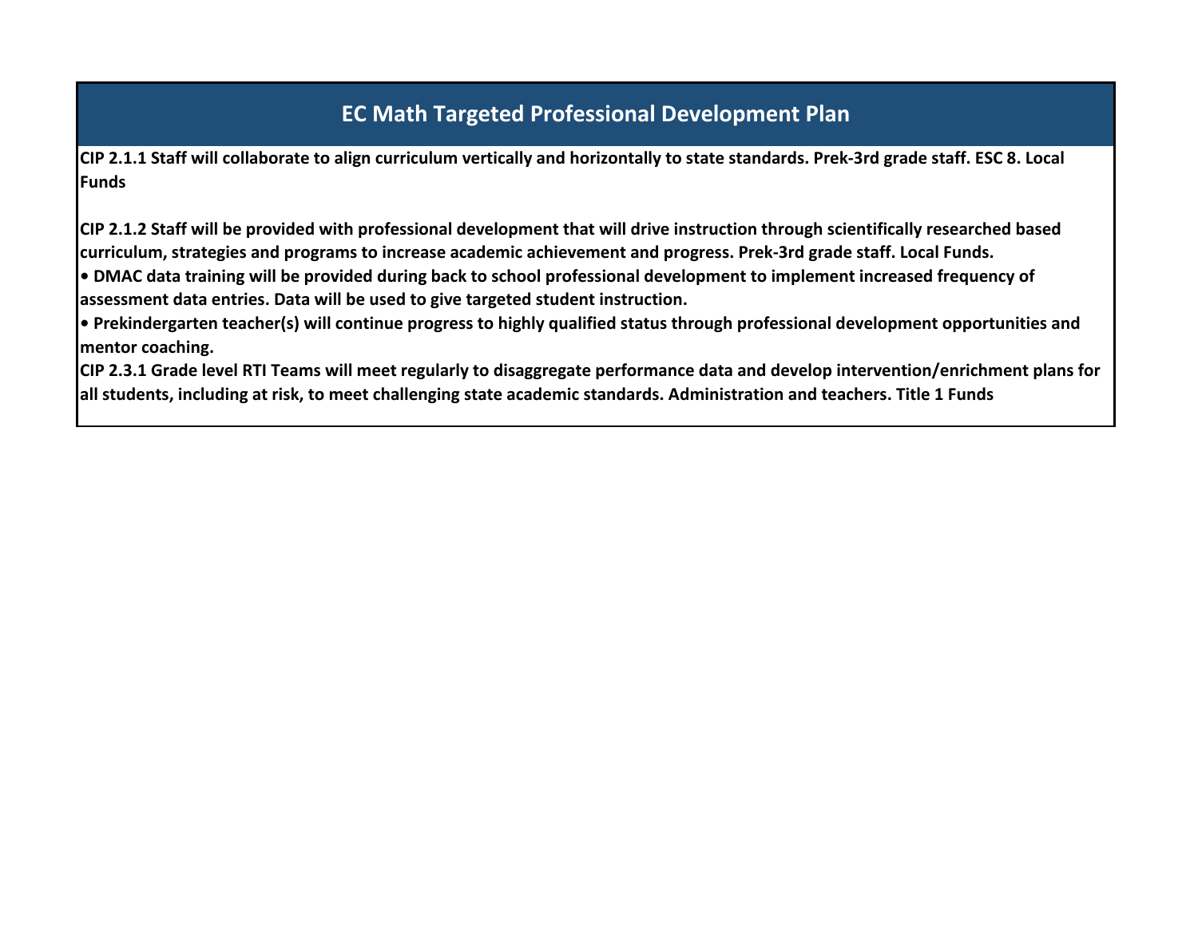# EC Math Targeted Professional Development Plan

**CIP 2.1.1 Staff will collaborate to align curriculum vertically and horizontally to state standards. Prek-3rd grade staff. ESC 8. Local Funds**

**CIP 2.1.2 Staff will be provided with professional development that will drive instruction through scientifically researched based curriculum, strategies and programs to increase academic achievement and progress. Prek-3rd grade staff. Local Funds.**

- **DMAC data training will be provided during back to school professional development to implement increased frequency of assessment data entries. Data will be used to give targeted student instruction.**
- **Prekindergarten teacher(s) will continue progress to highly qualified status through professional development opportunities and mentor coaching.**

**CIP 2.3.1 Grade level RTI Teams will meet regularly to disaggregate performance data and develop intervention/enrichment plans for all students, including at risk, to meet challenging state academic standards. Administration and teachers. Title 1 Funds**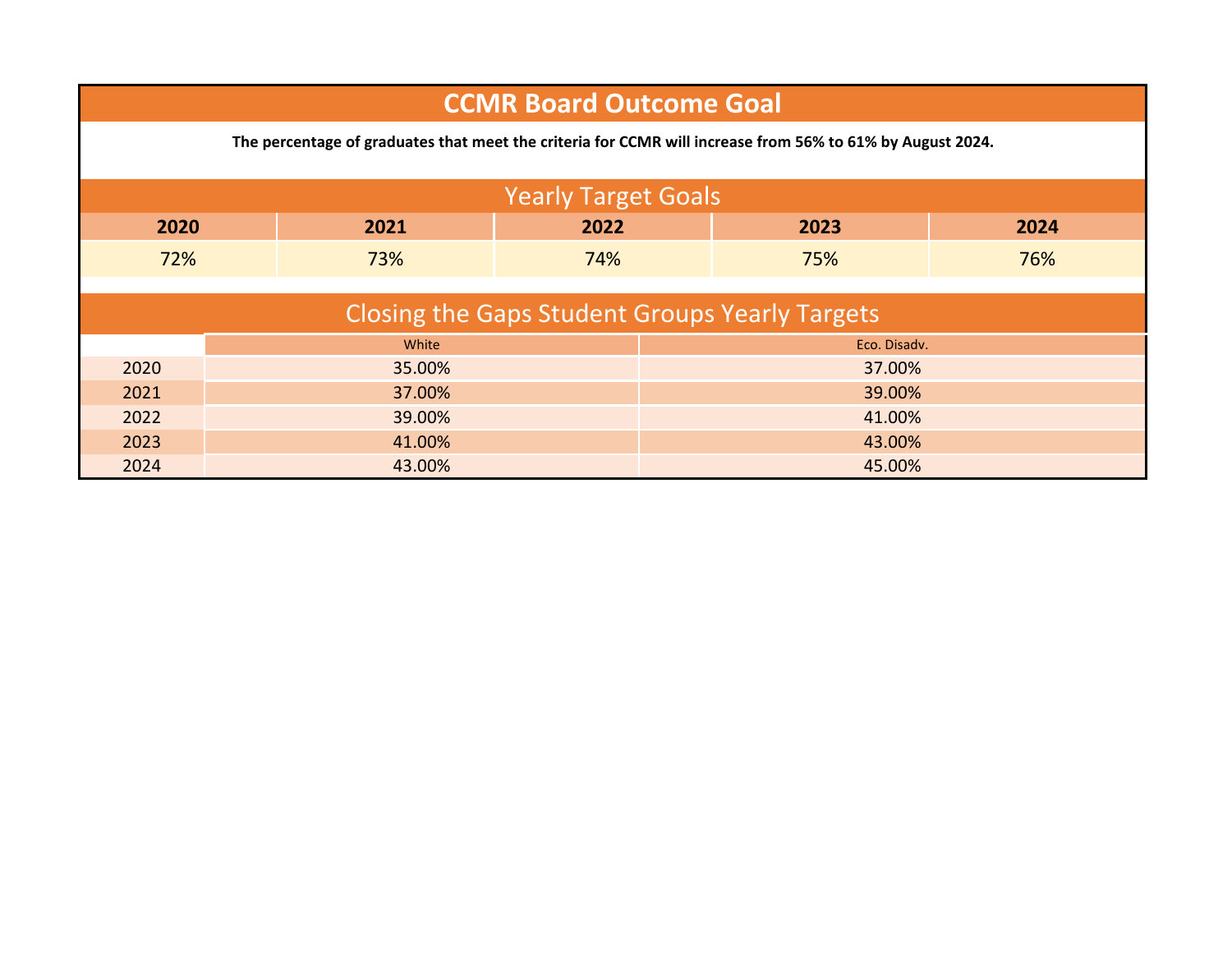# CCMR Board Outcome Goal

**The percentage of graduates that meet the criteria for CCMR will increase from 56% to 61% by August 2024.**

## Yearly Target Goals

| 2020 | 2021 | 2022 | 2023 | 2024 |
|---|---|---|---|---|
| 72% | 73% | 74% | 75% | 76% |

## Closing the Gaps Student Groups Yearly Targets

| | White | Eco. Disadv. |
|---|---|---|
| 2020 | 35.00% | 37.00% |
| 2021 | 37.00% | 39.00% |
| 2022 | 39.00% | 41.00% |
| 2023 | 41.00% | 43.00% |
| 2024 | 43.00% | 45.00% |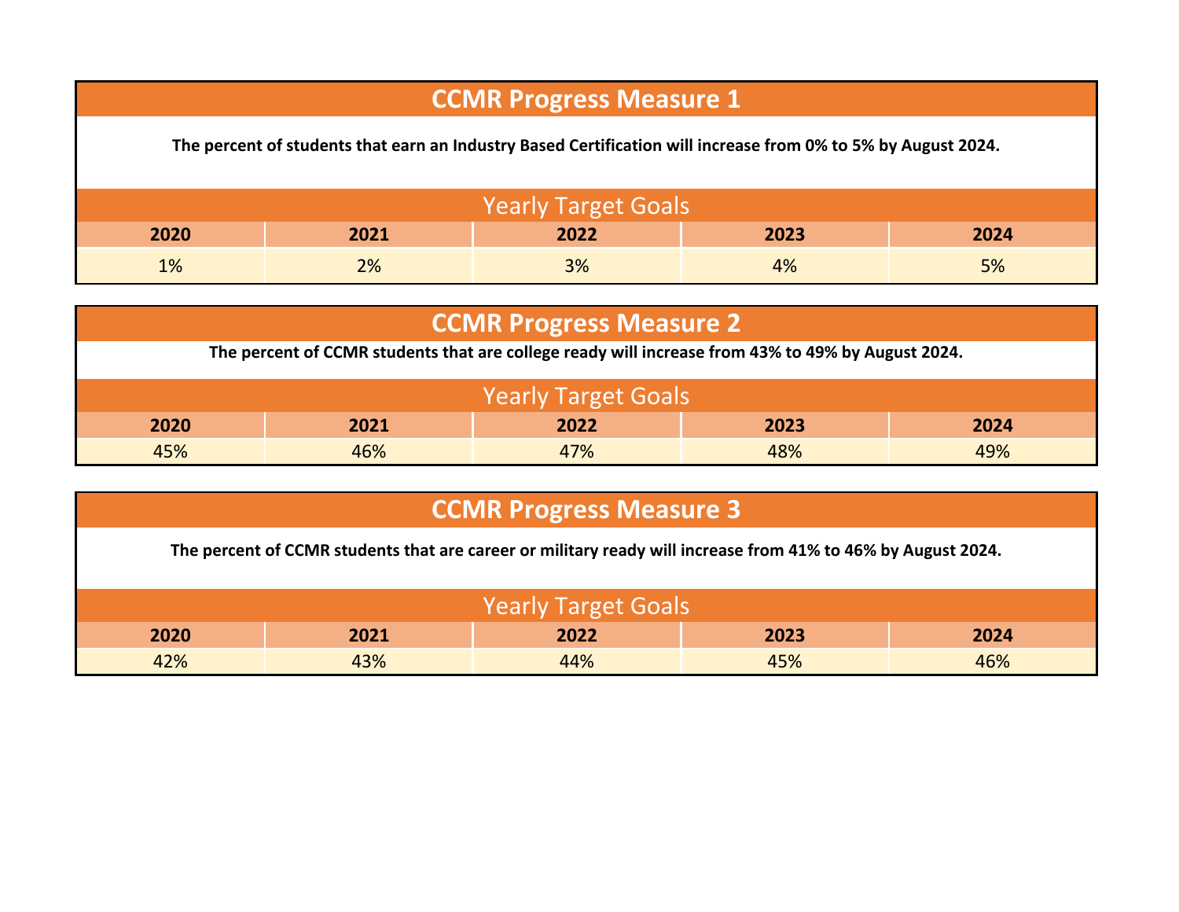## CCMR Progress Measure 1

**The percent of students that earn an Industry Based Certification will increase from 0% to 5% by August 2024.**

| Yearly Target Goals | | | | |
|---|---|---|---|---|
| **2020** | **2021** | **2022** | **2023** | **2024** |
| 1% | 2% | 3% | 4% | 5% |

## CCMR Progress Measure 2

**The percent of CCMR students that are college ready will increase from 43% to 49% by August 2024.**

| Yearly Target Goals | | | | |
|---|---|---|---|---|
| **2020** | **2021** | **2022** | **2023** | **2024** |
| 45% | 46% | 47% | 48% | 49% |

## CCMR Progress Measure 3

**The percent of CCMR students that are career or military ready will increase from 41% to 46% by August 2024.**

| Yearly Target Goals | | | | |
|---|---|---|---|---|
| **2020** | **2021** | **2022** | **2023** | **2024** |
| 42% | 43% | 44% | 45% | 46% |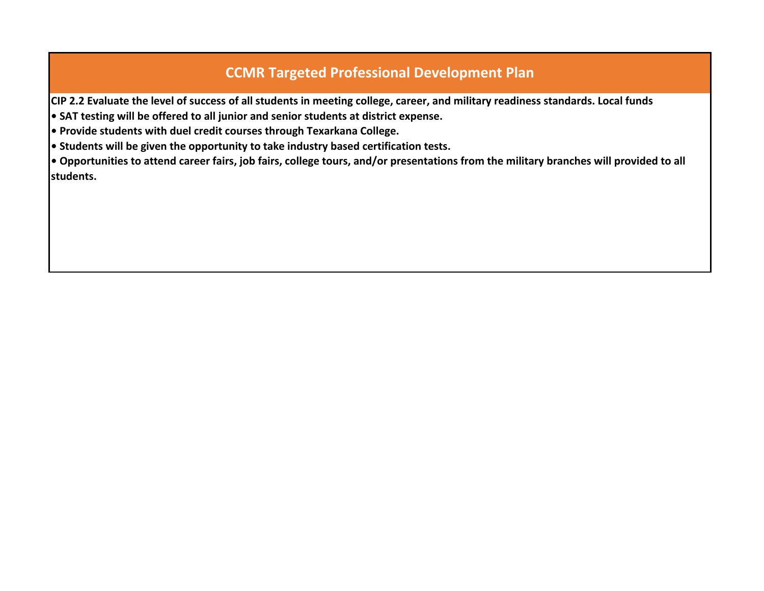# CCMR Targeted Professional Development Plan

**CIP 2.2 Evaluate the level of success of all students in meeting college, career, and military readiness standards. Local funds**

- **SAT testing will be offered to all junior and senior students at district expense.**
- **Provide students with duel credit courses through Texarkana College.**
- **Students will be given the opportunity to take industry based certification tests.**
- **Opportunities to attend career fairs, job fairs, college tours, and/or presentations from the military branches will provided to all students.**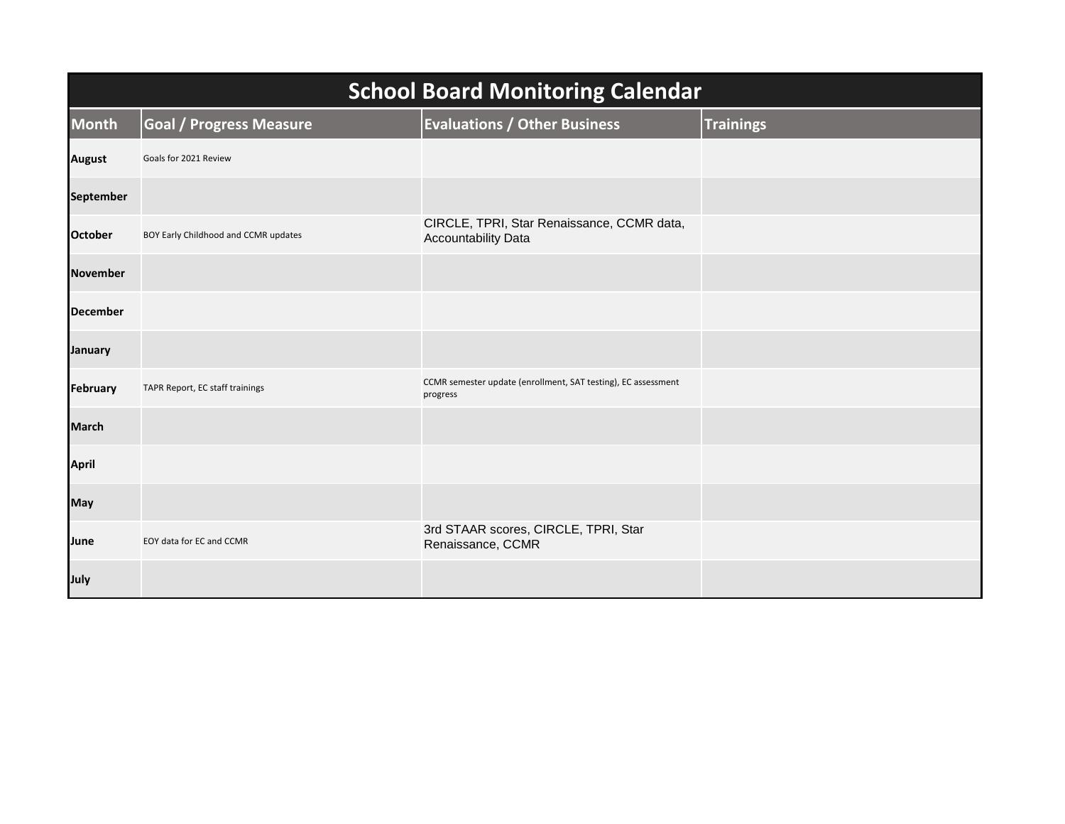# School Board Monitoring Calendar

| Month | Goal / Progress Measure | Evaluations / Other Business | Trainings |
|---|---|---|---|
| **August** | Goals for 2021 Review | | |
| **September** | | | |
| **October** | BOY Early Childhood and CCMR updates | CIRCLE, TPRI, Star Renaissance, CCMR data, Accountability Data | |
| **November** | | | |
| **December** | | | |
| **January** | | | |
| **February** | TAPR Report, EC staff trainings | CCMR semester update (enrollment, SAT testing), EC assessment progress | |
| **March** | | | |
| **April** | | | |
| **May** | | | |
| **June** | EOY data for EC and CCMR | 3rd STAAR scores, CIRCLE, TPRI, Star Renaissance, CCMR | |
| **July** | | | |